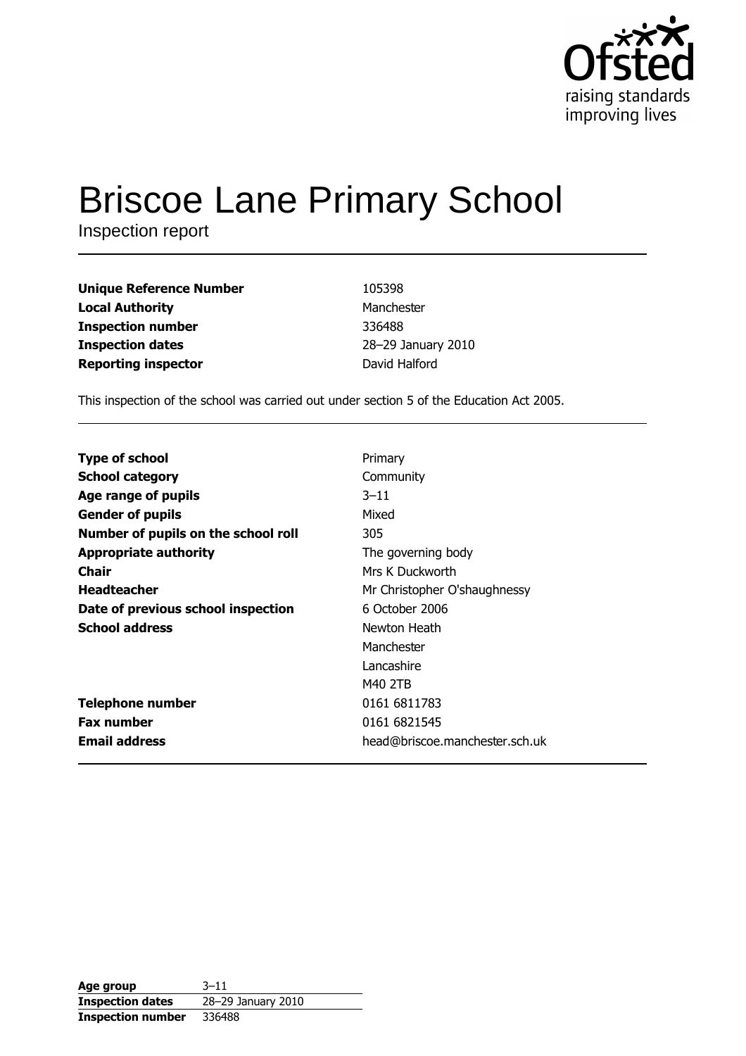Ofsted
raising standards
improving lives

# Briscoe Lane Primary School

Inspection report

| | |
|---|---|
| **Unique Reference Number** | 105398 |
| **Local Authority** | Manchester |
| **Inspection number** | 336488 |
| **Inspection dates** | 28–29 January 2010 |
| **Reporting inspector** | David Halford |

This inspection of the school was carried out under section 5 of the Education Act 2005.

| | |
|---|---|
| **Type of school** | Primary |
| **School category** | Community |
| **Age range of pupils** | 3–11 |
| **Gender of pupils** | Mixed |
| **Number of pupils on the school roll** | 305 |
| **Appropriate authority** | The governing body |
| **Chair** | Mrs K Duckworth |
| **Headteacher** | Mr Christopher O'shaughnessy |
| **Date of previous school inspection** | 6 October 2006 |
| **School address** | Newton Heath<br>Manchester<br>Lancashire<br>M40 2TB |
| **Telephone number** | 0161 6811783 |
| **Fax number** | 0161 6821545 |
| **Email address** | head@briscoe.manchester.sch.uk |

| | |
|---|---|
| **Age group** | 3–11 |
| **Inspection dates** | 28–29 January 2010 |
| **Inspection number** | 336488 |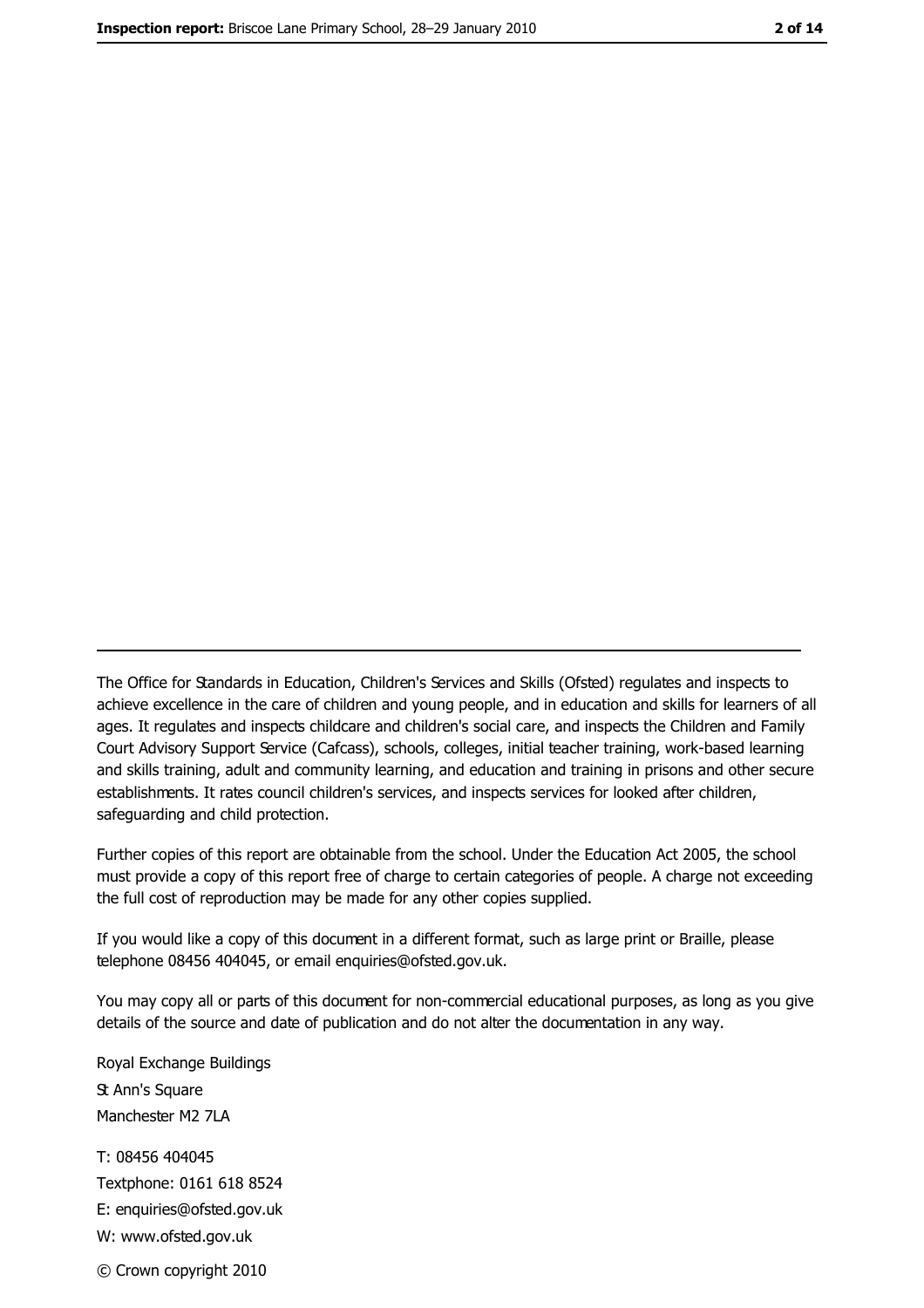---

The Office for Standards in Education, Children's Services and Skills (Ofsted) regulates and inspects to achieve excellence in the care of children and young people, and in education and skills for learners of all ages. It regulates and inspects childcare and children's social care, and inspects the Children and Family Court Advisory Support Service (Cafcass), schools, colleges, initial teacher training, work-based learning and skills training, adult and community learning, and education and training in prisons and other secure establishments. It rates council children's services, and inspects services for looked after children, safeguarding and child protection.

Further copies of this report are obtainable from the school. Under the Education Act 2005, the school must provide a copy of this report free of charge to certain categories of people. A charge not exceeding the full cost of reproduction may be made for any other copies supplied.

If you would like a copy of this document in a different format, such as large print or Braille, please telephone 08456 404045, or email enquiries@ofsted.gov.uk.

You may copy all or parts of this document for non-commercial educational purposes, as long as you give details of the source and date of publication and do not alter the documentation in any way.

Royal Exchange Buildings
St Ann's Square
Manchester M2 7LA

T: 08456 404045
Textphone: 0161 618 8524
E: enquiries@ofsted.gov.uk
W: www.ofsted.gov.uk

© Crown copyright 2010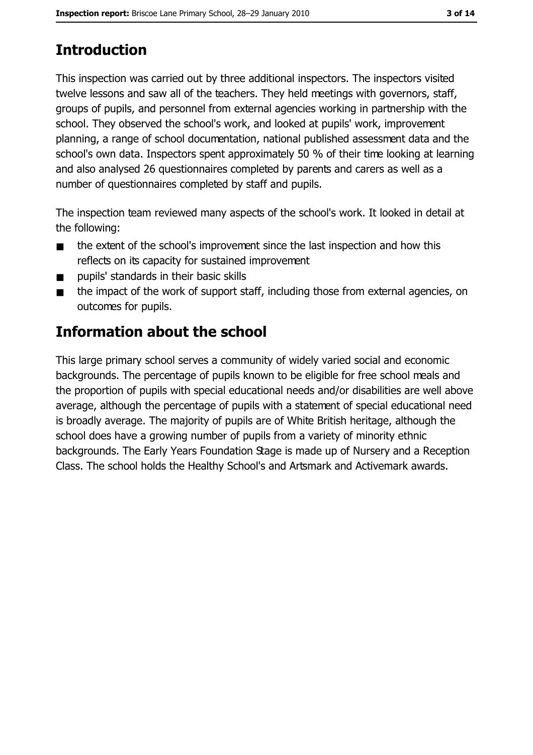## Introduction

This inspection was carried out by three additional inspectors. The inspectors visited twelve lessons and saw all of the teachers. They held meetings with governors, staff, groups of pupils, and personnel from external agencies working in partnership with the school. They observed the school's work, and looked at pupils' work, improvement planning, a range of school documentation, national published assessment data and the school's own data. Inspectors spent approximately 50 % of their time looking at learning and also analysed 26 questionnaires completed by parents and carers as well as a number of questionnaires completed by staff and pupils.

The inspection team reviewed many aspects of the school's work. It looked in detail at the following:

- the extent of the school's improvement since the last inspection and how this reflects on its capacity for sustained improvement
- pupils' standards in their basic skills
- the impact of the work of support staff, including those from external agencies, on outcomes for pupils.

## Information about the school

This large primary school serves a community of widely varied social and economic backgrounds. The percentage of pupils known to be eligible for free school meals and the proportion of pupils with special educational needs and/or disabilities are well above average, although the percentage of pupils with a statement of special educational need is broadly average. The majority of pupils are of White British heritage, although the school does have a growing number of pupils from a variety of minority ethnic backgrounds. The Early Years Foundation Stage is made up of Nursery and a Reception Class. The school holds the Healthy School's and Artsmark and Activemark awards.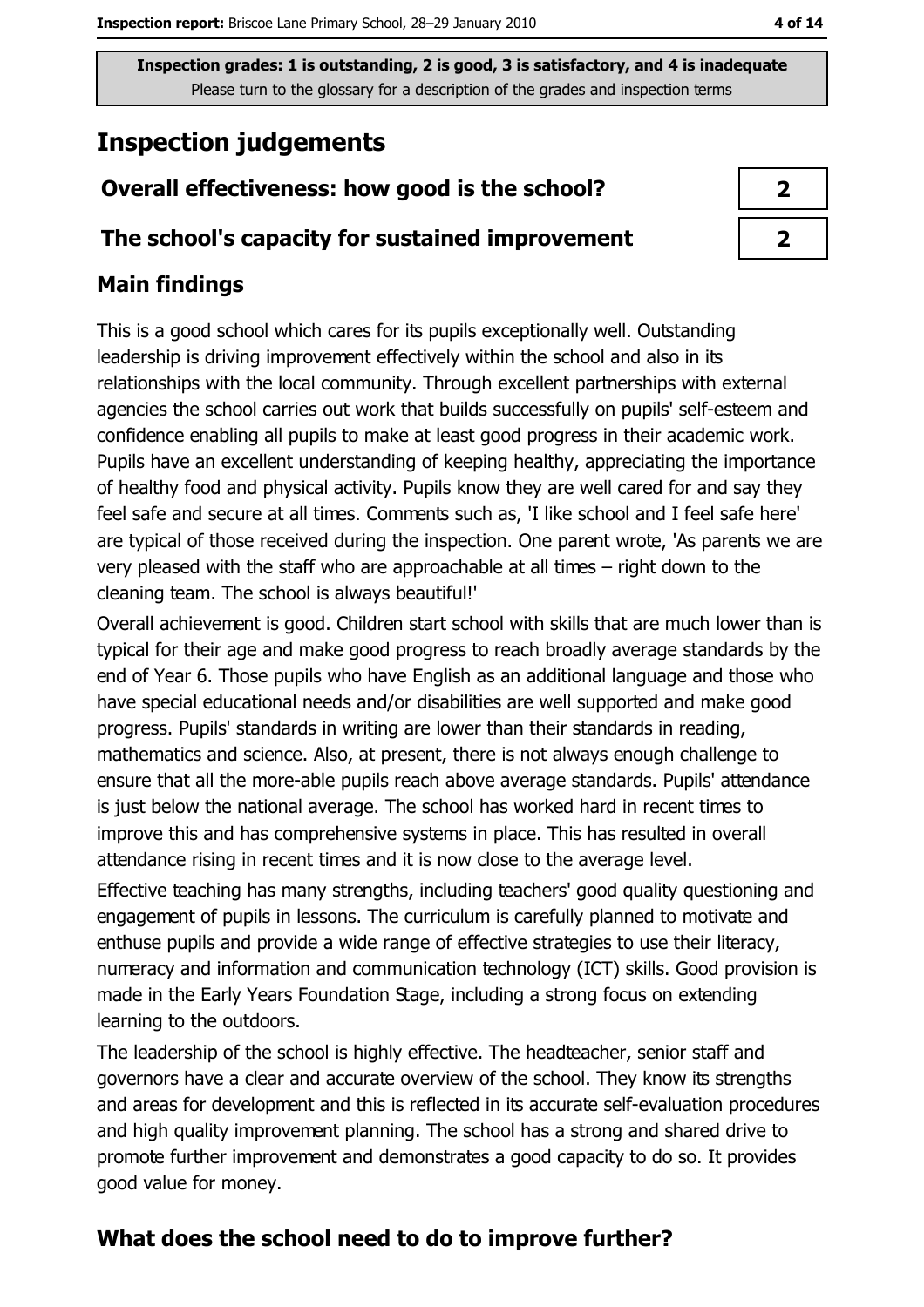Inspection grades: 1 is outstanding, 2 is good, 3 is satisfactory, and 4 is inadequate
Please turn to the glossary for a description of the grades and inspection terms

# Inspection judgements

| | |
|---|---|
| **Overall effectiveness: how good is the school?** | **2** |
| **The school's capacity for sustained improvement** | **2** |

## Main findings

This is a good school which cares for its pupils exceptionally well. Outstanding leadership is driving improvement effectively within the school and also in its relationships with the local community. Through excellent partnerships with external agencies the school carries out work that builds successfully on pupils' self-esteem and confidence enabling all pupils to make at least good progress in their academic work. Pupils have an excellent understanding of keeping healthy, appreciating the importance of healthy food and physical activity. Pupils know they are well cared for and say they feel safe and secure at all times. Comments such as, 'I like school and I feel safe here' are typical of those received during the inspection. One parent wrote, 'As parents we are very pleased with the staff who are approachable at all times – right down to the cleaning team. The school is always beautiful!'

Overall achievement is good. Children start school with skills that are much lower than is typical for their age and make good progress to reach broadly average standards by the end of Year 6. Those pupils who have English as an additional language and those who have special educational needs and/or disabilities are well supported and make good progress. Pupils' standards in writing are lower than their standards in reading, mathematics and science. Also, at present, there is not always enough challenge to ensure that all the more-able pupils reach above average standards. Pupils' attendance is just below the national average. The school has worked hard in recent times to improve this and has comprehensive systems in place. This has resulted in overall attendance rising in recent times and it is now close to the average level.

Effective teaching has many strengths, including teachers' good quality questioning and engagement of pupils in lessons. The curriculum is carefully planned to motivate and enthuse pupils and provide a wide range of effective strategies to use their literacy, numeracy and information and communication technology (ICT) skills. Good provision is made in the Early Years Foundation Stage, including a strong focus on extending learning to the outdoors.

The leadership of the school is highly effective. The headteacher, senior staff and governors have a clear and accurate overview of the school. They know its strengths and areas for development and this is reflected in its accurate self-evaluation procedures and high quality improvement planning. The school has a strong and shared drive to promote further improvement and demonstrates a good capacity to do so. It provides good value for money.

## What does the school need to do to improve further?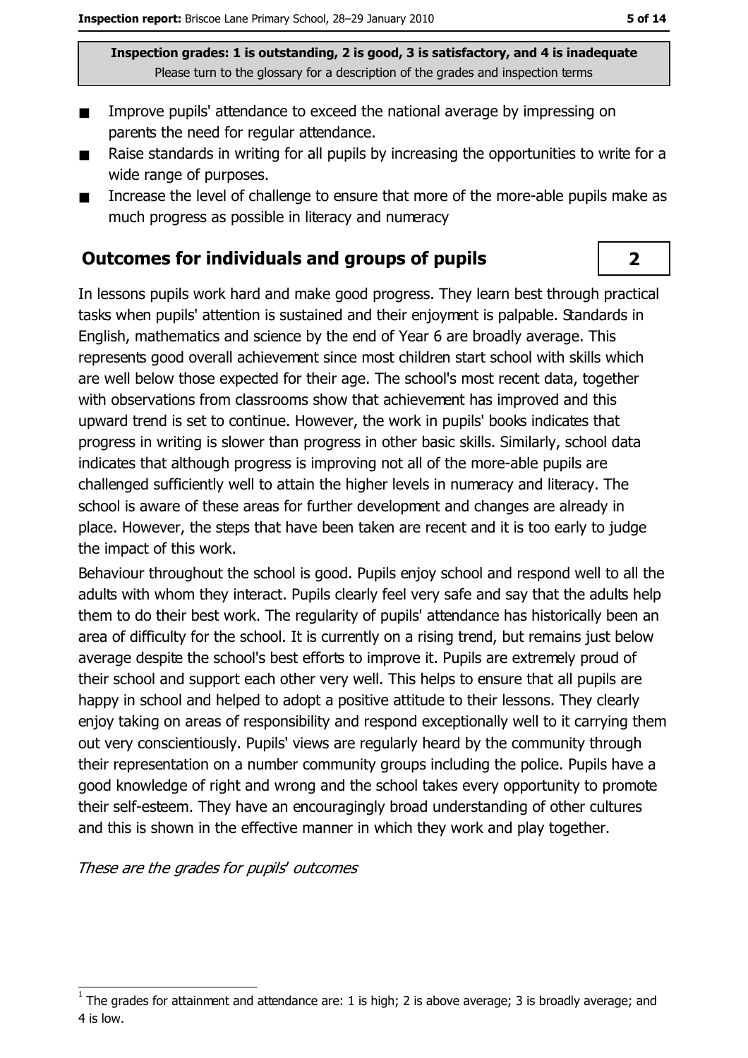Inspection grades: 1 is outstanding, 2 is good, 3 is satisfactory, and 4 is inadequate
Please turn to the glossary for a description of the grades and inspection terms

- Improve pupils' attendance to exceed the national average by impressing on parents the need for regular attendance.
- Raise standards in writing for all pupils by increasing the opportunities to write for a wide range of purposes.
- Increase the level of challenge to ensure that more of the more-able pupils make as much progress as possible in literacy and numeracy

## Outcomes for individuals and groups of pupils

**2**

In lessons pupils work hard and make good progress. They learn best through practical tasks when pupils' attention is sustained and their enjoyment is palpable. Standards in English, mathematics and science by the end of Year 6 are broadly average. This represents good overall achievement since most children start school with skills which are well below those expected for their age. The school's most recent data, together with observations from classrooms show that achievement has improved and this upward trend is set to continue. However, the work in pupils' books indicates that progress in writing is slower than progress in other basic skills. Similarly, school data indicates that although progress is improving not all of the more-able pupils are challenged sufficiently well to attain the higher levels in numeracy and literacy. The school is aware of these areas for further development and changes are already in place. However, the steps that have been taken are recent and it is too early to judge the impact of this work.

Behaviour throughout the school is good. Pupils enjoy school and respond well to all the adults with whom they interact. Pupils clearly feel very safe and say that the adults help them to do their best work. The regularity of pupils' attendance has historically been an area of difficulty for the school. It is currently on a rising trend, but remains just below average despite the school's best efforts to improve it. Pupils are extremely proud of their school and support each other very well. This helps to ensure that all pupils are happy in school and helped to adopt a positive attitude to their lessons. They clearly enjoy taking on areas of responsibility and respond exceptionally well to it carrying them out very conscientiously. Pupils' views are regularly heard by the community through their representation on a number community groups including the police. Pupils have a good knowledge of right and wrong and the school takes every opportunity to promote their self-esteem. They have an encouragingly broad understanding of other cultures and this is shown in the effective manner in which they work and play together.

*These are the grades for pupils' outcomes*

[1] The grades for attainment and attendance are: 1 is high; 2 is above average; 3 is broadly average; and 4 is low.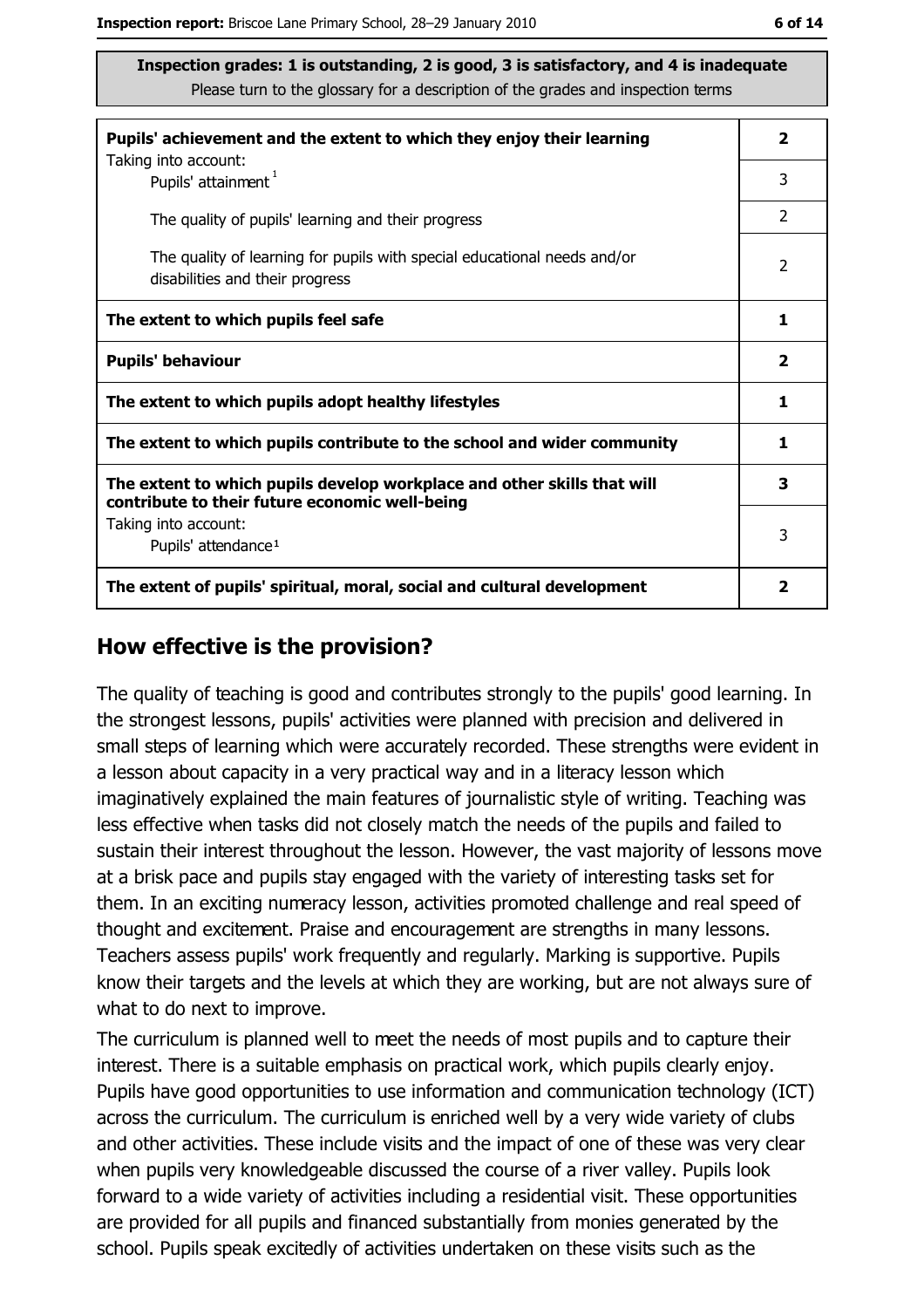**Inspection grades: 1 is outstanding, 2 is good, 3 is satisfactory, and 4 is inadequate**
Please turn to the glossary for a description of the grades and inspection terms

| | |
|---|---|
| **Pupils' achievement and the extent to which they enjoy their learning** | **2** |
| Taking into account: Pupils' attainment [1] | 3 |
| The quality of pupils' learning and their progress | 2 |
| The quality of learning for pupils with special educational needs and/or disabilities and their progress | 2 |
| **The extent to which pupils feel safe** | **1** |
| **Pupils' behaviour** | **2** |
| **The extent to which pupils adopt healthy lifestyles** | **1** |
| **The extent to which pupils contribute to the school and wider community** | **1** |
| **The extent to which pupils develop workplace and other skills that will contribute to their future economic well-being** | **3** |
| Taking into account: Pupils' attendance [1] | 3 |
| **The extent of pupils' spiritual, moral, social and cultural development** | **2** |

## How effective is the provision?

The quality of teaching is good and contributes strongly to the pupils' good learning. In the strongest lessons, pupils' activities were planned with precision and delivered in small steps of learning which were accurately recorded. These strengths were evident in a lesson about capacity in a very practical way and in a literacy lesson which imaginatively explained the main features of journalistic style of writing. Teaching was less effective when tasks did not closely match the needs of the pupils and failed to sustain their interest throughout the lesson. However, the vast majority of lessons move at a brisk pace and pupils stay engaged with the variety of interesting tasks set for them. In an exciting numeracy lesson, activities promoted challenge and real speed of thought and excitement. Praise and encouragement are strengths in many lessons. Teachers assess pupils' work frequently and regularly. Marking is supportive. Pupils know their targets and the levels at which they are working, but are not always sure of what to do next to improve.

The curriculum is planned well to meet the needs of most pupils and to capture their interest. There is a suitable emphasis on practical work, which pupils clearly enjoy. Pupils have good opportunities to use information and communication technology (ICT) across the curriculum. The curriculum is enriched well by a very wide variety of clubs and other activities. These include visits and the impact of one of these was very clear when pupils very knowledgeable discussed the course of a river valley. Pupils look forward to a wide variety of activities including a residential visit. These opportunities are provided for all pupils and financed substantially from monies generated by the school. Pupils speak excitedly of activities undertaken on these visits such as the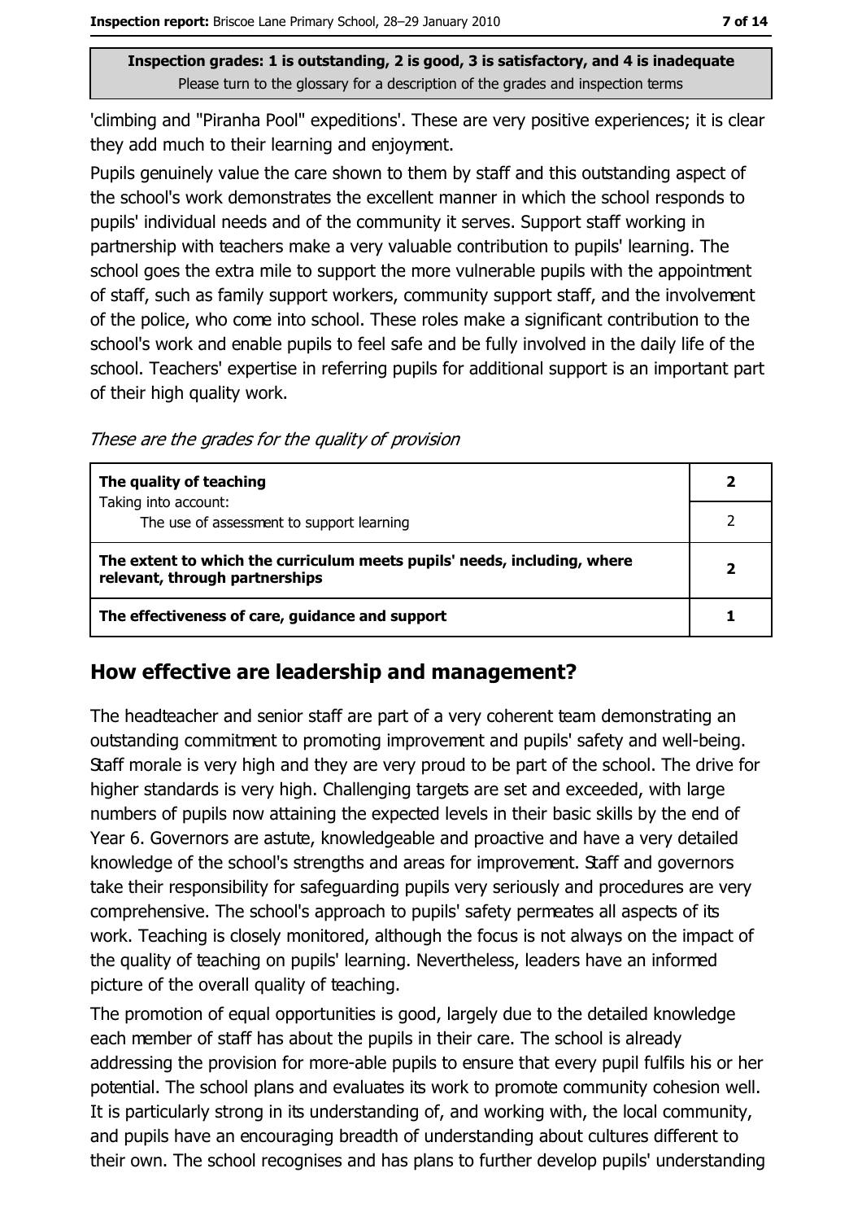**Inspection grades: 1 is outstanding, 2 is good, 3 is satisfactory, and 4 is inadequate**
Please turn to the glossary for a description of the grades and inspection terms

'climbing and "Piranha Pool" expeditions'. These are very positive experiences; it is clear they add much to their learning and enjoyment.

Pupils genuinely value the care shown to them by staff and this outstanding aspect of the school's work demonstrates the excellent manner in which the school responds to pupils' individual needs and of the community it serves. Support staff working in partnership with teachers make a very valuable contribution to pupils' learning. The school goes the extra mile to support the more vulnerable pupils with the appointment of staff, such as family support workers, community support staff, and the involvement of the police, who come into school. These roles make a significant contribution to the school's work and enable pupils to feel safe and be fully involved in the daily life of the school. Teachers' expertise in referring pupils for additional support is an important part of their high quality work.

*These are the grades for the quality of provision*

| | |
|---|---|
| **The quality of teaching** | **2** |
| Taking into account: The use of assessment to support learning | 2 |
| **The extent to which the curriculum meets pupils' needs, including, where relevant, through partnerships** | **2** |
| **The effectiveness of care, guidance and support** | **1** |

## How effective are leadership and management?

The headteacher and senior staff are part of a very coherent team demonstrating an outstanding commitment to promoting improvement and pupils' safety and well-being. Staff morale is very high and they are very proud to be part of the school. The drive for higher standards is very high. Challenging targets are set and exceeded, with large numbers of pupils now attaining the expected levels in their basic skills by the end of Year 6. Governors are astute, knowledgeable and proactive and have a very detailed knowledge of the school's strengths and areas for improvement. Staff and governors take their responsibility for safeguarding pupils very seriously and procedures are very comprehensive. The school's approach to pupils' safety permeates all aspects of its work. Teaching is closely monitored, although the focus is not always on the impact of the quality of teaching on pupils' learning. Nevertheless, leaders have an informed picture of the overall quality of teaching.

The promotion of equal opportunities is good, largely due to the detailed knowledge each member of staff has about the pupils in their care. The school is already addressing the provision for more-able pupils to ensure that every pupil fulfils his or her potential. The school plans and evaluates its work to promote community cohesion well. It is particularly strong in its understanding of, and working with, the local community, and pupils have an encouraging breadth of understanding about cultures different to their own. The school recognises and has plans to further develop pupils' understanding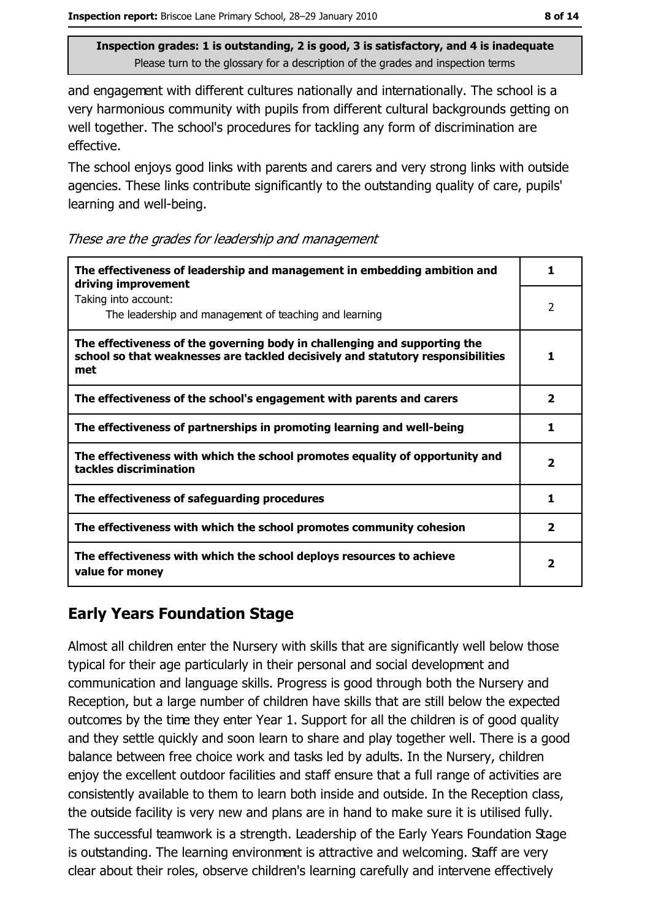**Inspection grades: 1 is outstanding, 2 is good, 3 is satisfactory, and 4 is inadequate**
Please turn to the glossary for a description of the grades and inspection terms

and engagement with different cultures nationally and internationally. The school is a very harmonious community with pupils from different cultural backgrounds getting on well together. The school's procedures for tackling any form of discrimination are effective.

The school enjoys good links with parents and carers and very strong links with outside agencies. These links contribute significantly to the outstanding quality of care, pupils' learning and well-being.

*These are the grades for leadership and management*

| | |
|---|---|
| **The effectiveness of leadership and management in embedding ambition and driving improvement** | **1** |
| Taking into account: The leadership and management of teaching and learning | 2 |
| **The effectiveness of the governing body in challenging and supporting the school so that weaknesses are tackled decisively and statutory responsibilities met** | **1** |
| **The effectiveness of the school's engagement with parents and carers** | **2** |
| **The effectiveness of partnerships in promoting learning and well-being** | **1** |
| **The effectiveness with which the school promotes equality of opportunity and tackles discrimination** | **2** |
| **The effectiveness of safeguarding procedures** | **1** |
| **The effectiveness with which the school promotes community cohesion** | **2** |
| **The effectiveness with which the school deploys resources to achieve value for money** | **2** |

## Early Years Foundation Stage

Almost all children enter the Nursery with skills that are significantly well below those typical for their age particularly in their personal and social development and communication and language skills. Progress is good through both the Nursery and Reception, but a large number of children have skills that are still below the expected outcomes by the time they enter Year 1. Support for all the children is of good quality and they settle quickly and soon learn to share and play together well. There is a good balance between free choice work and tasks led by adults. In the Nursery, children enjoy the excellent outdoor facilities and staff ensure that a full range of activities are consistently available to them to learn both inside and outside. In the Reception class, the outside facility is very new and plans are in hand to make sure it is utilised fully.

The successful teamwork is a strength. Leadership of the Early Years Foundation Stage is outstanding. The learning environment is attractive and welcoming. Staff are very clear about their roles, observe children's learning carefully and intervene effectively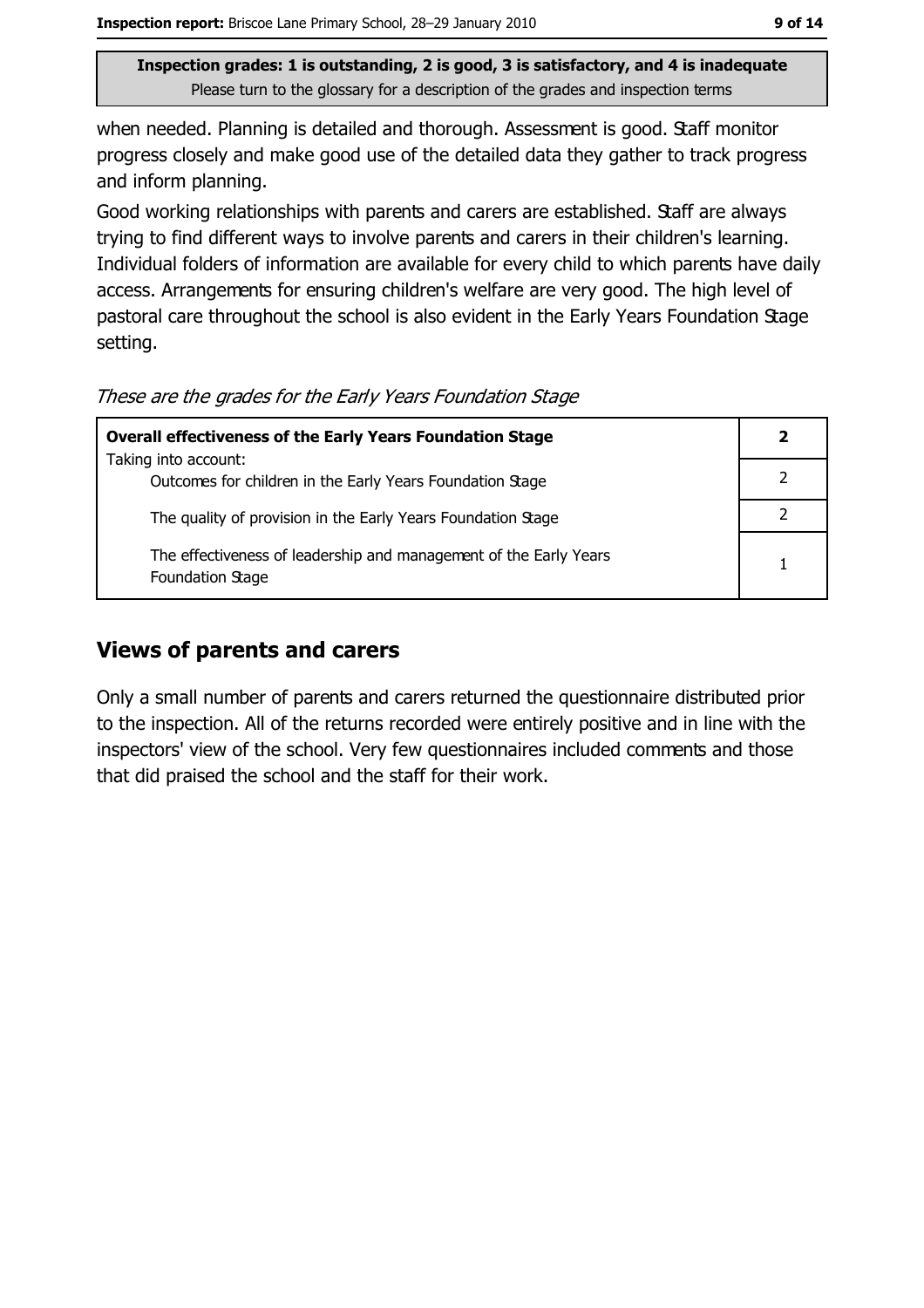**Inspection grades: 1 is outstanding, 2 is good, 3 is satisfactory, and 4 is inadequate**
Please turn to the glossary for a description of the grades and inspection terms

when needed. Planning is detailed and thorough. Assessment is good. Staff monitor progress closely and make good use of the detailed data they gather to track progress and inform planning.

Good working relationships with parents and carers are established. Staff are always trying to find different ways to involve parents and carers in their children's learning. Individual folders of information are available for every child to which parents have daily access. Arrangements for ensuring children's welfare are very good. The high level of pastoral care throughout the school is also evident in the Early Years Foundation Stage setting.

*These are the grades for the Early Years Foundation Stage*

| **Overall effectiveness of the Early Years Foundation Stage** | **2** |
|---|---|
| Taking into account: Outcomes for children in the Early Years Foundation Stage | 2 |
| The quality of provision in the Early Years Foundation Stage | 2 |
| The effectiveness of leadership and management of the Early Years Foundation Stage | 1 |

## Views of parents and carers

Only a small number of parents and carers returned the questionnaire distributed prior to the inspection. All of the returns recorded were entirely positive and in line with the inspectors' view of the school. Very few questionnaires included comments and those that did praised the school and the staff for their work.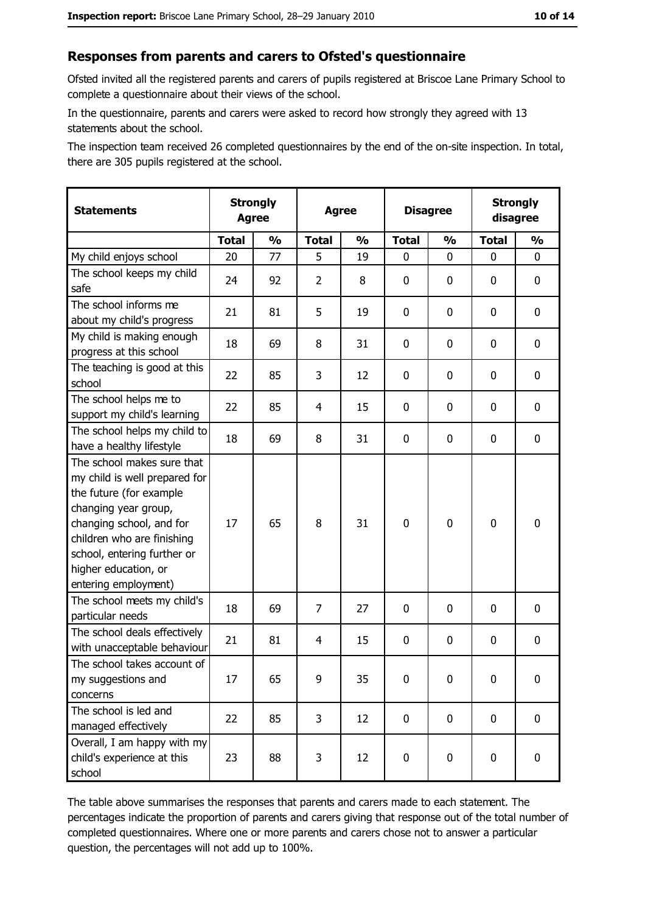## Responses from parents and carers to Ofsted's questionnaire

Ofsted invited all the registered parents and carers of pupils registered at Briscoe Lane Primary School to complete a questionnaire about their views of the school.

In the questionnaire, parents and carers were asked to record how strongly they agreed with 13 statements about the school.

The inspection team received 26 completed questionnaires by the end of the on-site inspection. In total, there are 305 pupils registered at the school.

| Statements | Strongly Agree | | Agree | | Disagree | | Strongly disagree | |
|---|---|---|---|---|---|---|---|---|
| | Total | % | Total | % | Total | % | Total | % |
| My child enjoys school | 20 | 77 | 5 | 19 | 0 | 0 | 0 | 0 |
| The school keeps my child safe | 24 | 92 | 2 | 8 | 0 | 0 | 0 | 0 |
| The school informs me about my child's progress | 21 | 81 | 5 | 19 | 0 | 0 | 0 | 0 |
| My child is making enough progress at this school | 18 | 69 | 8 | 31 | 0 | 0 | 0 | 0 |
| The teaching is good at this school | 22 | 85 | 3 | 12 | 0 | 0 | 0 | 0 |
| The school helps me to support my child's learning | 22 | 85 | 4 | 15 | 0 | 0 | 0 | 0 |
| The school helps my child to have a healthy lifestyle | 18 | 69 | 8 | 31 | 0 | 0 | 0 | 0 |
| The school makes sure that my child is well prepared for the future (for example changing year group, changing school, and for children who are finishing school, entering further or higher education, or entering employment) | 17 | 65 | 8 | 31 | 0 | 0 | 0 | 0 |
| The school meets my child's particular needs | 18 | 69 | 7 | 27 | 0 | 0 | 0 | 0 |
| The school deals effectively with unacceptable behaviour | 21 | 81 | 4 | 15 | 0 | 0 | 0 | 0 |
| The school takes account of my suggestions and concerns | 17 | 65 | 9 | 35 | 0 | 0 | 0 | 0 |
| The school is led and managed effectively | 22 | 85 | 3 | 12 | 0 | 0 | 0 | 0 |
| Overall, I am happy with my child's experience at this school | 23 | 88 | 3 | 12 | 0 | 0 | 0 | 0 |

The table above summarises the responses that parents and carers made to each statement. The percentages indicate the proportion of parents and carers giving that response out of the total number of completed questionnaires. Where one or more parents and carers chose not to answer a particular question, the percentages will not add up to 100%.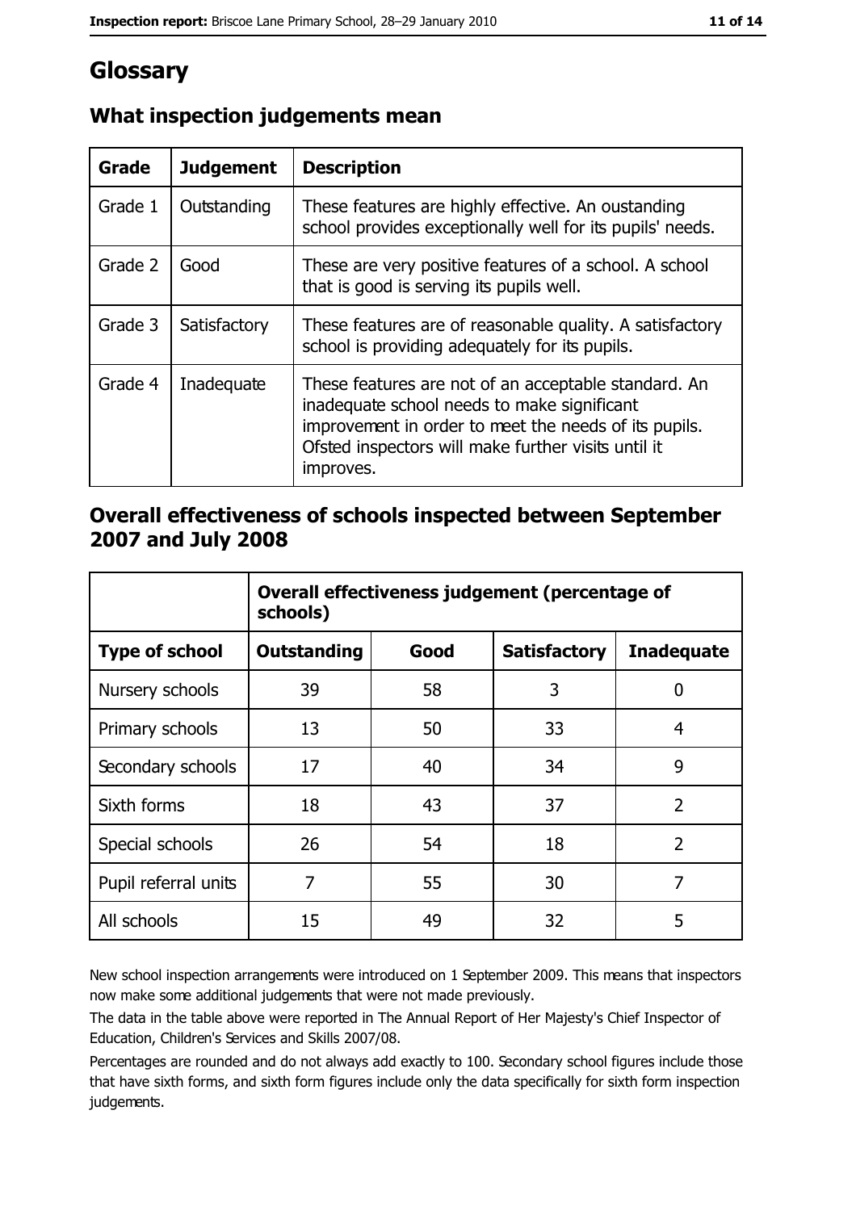# Glossary

## What inspection judgements mean

| Grade | Judgement | Description |
|---|---|---|
| Grade 1 | Outstanding | These features are highly effective. An oustanding school provides exceptionally well for its pupils' needs. |
| Grade 2 | Good | These are very positive features of a school. A school that is good is serving its pupils well. |
| Grade 3 | Satisfactory | These features are of reasonable quality. A satisfactory school is providing adequately for its pupils. |
| Grade 4 | Inadequate | These features are not of an acceptable standard. An inadequate school needs to make significant improvement in order to meet the needs of its pupils. Ofsted inspectors will make further visits until it improves. |

## Overall effectiveness of schools inspected between September 2007 and July 2008

| | Overall effectiveness judgement (percentage of schools) | | | |
|---|---|---|---|---|
| **Type of school** | **Outstanding** | **Good** | **Satisfactory** | **Inadequate** |
| Nursery schools | 39 | 58 | 3 | 0 |
| Primary schools | 13 | 50 | 33 | 4 |
| Secondary schools | 17 | 40 | 34 | 9 |
| Sixth forms | 18 | 43 | 37 | 2 |
| Special schools | 26 | 54 | 18 | 2 |
| Pupil referral units | 7 | 55 | 30 | 7 |
| All schools | 15 | 49 | 32 | 5 |

New school inspection arrangements were introduced on 1 September 2009. This means that inspectors now make some additional judgements that were not made previously.

The data in the table above were reported in The Annual Report of Her Majesty's Chief Inspector of Education, Children's Services and Skills 2007/08.

Percentages are rounded and do not always add exactly to 100. Secondary school figures include those that have sixth forms, and sixth form figures include only the data specifically for sixth form inspection judgements.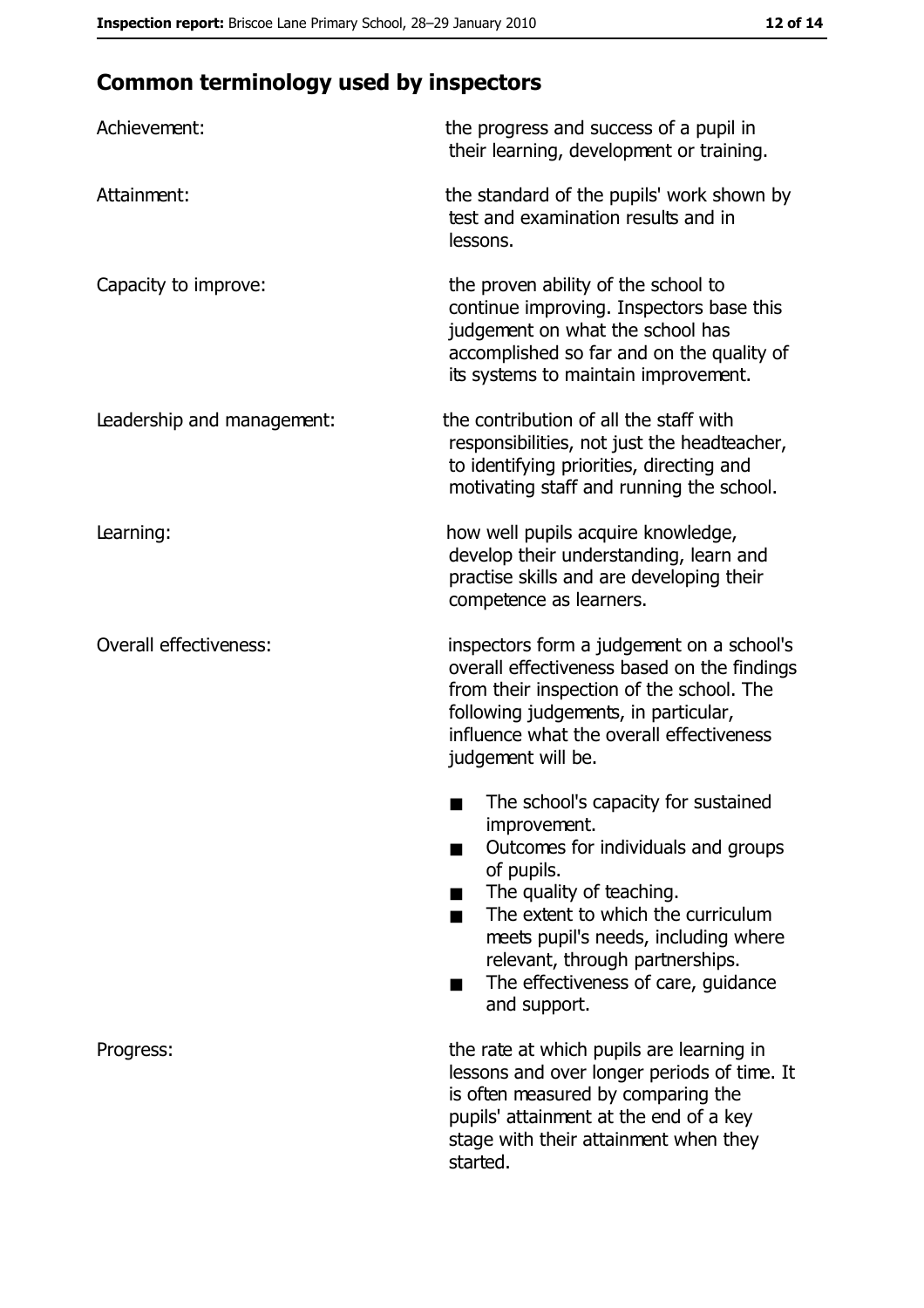## Common terminology used by inspectors

| | |
|---|---|
| Achievement: | the progress and success of a pupil in their learning, development or training. |
| Attainment: | the standard of the pupils' work shown by test and examination results and in lessons. |
| Capacity to improve: | the proven ability of the school to continue improving. Inspectors base this judgement on what the school has accomplished so far and on the quality of its systems to maintain improvement. |
| Leadership and management: | the contribution of all the staff with responsibilities, not just the headteacher, to identifying priorities, directing and motivating staff and running the school. |
| Learning: | how well pupils acquire knowledge, develop their understanding, learn and practise skills and are developing their competence as learners. |
| Overall effectiveness: | inspectors form a judgement on a school's overall effectiveness based on the findings from their inspection of the school. The following judgements, in particular, influence what the overall effectiveness judgement will be.<br>■ The school's capacity for sustained improvement.<br>■ Outcomes for individuals and groups of pupils.<br>■ The quality of teaching.<br>■ The extent to which the curriculum meets pupil's needs, including where relevant, through partnerships.<br>■ The effectiveness of care, guidance and support. |
| Progress: | the rate at which pupils are learning in lessons and over longer periods of time. It is often measured by comparing the pupils' attainment at the end of a key stage with their attainment when they started. |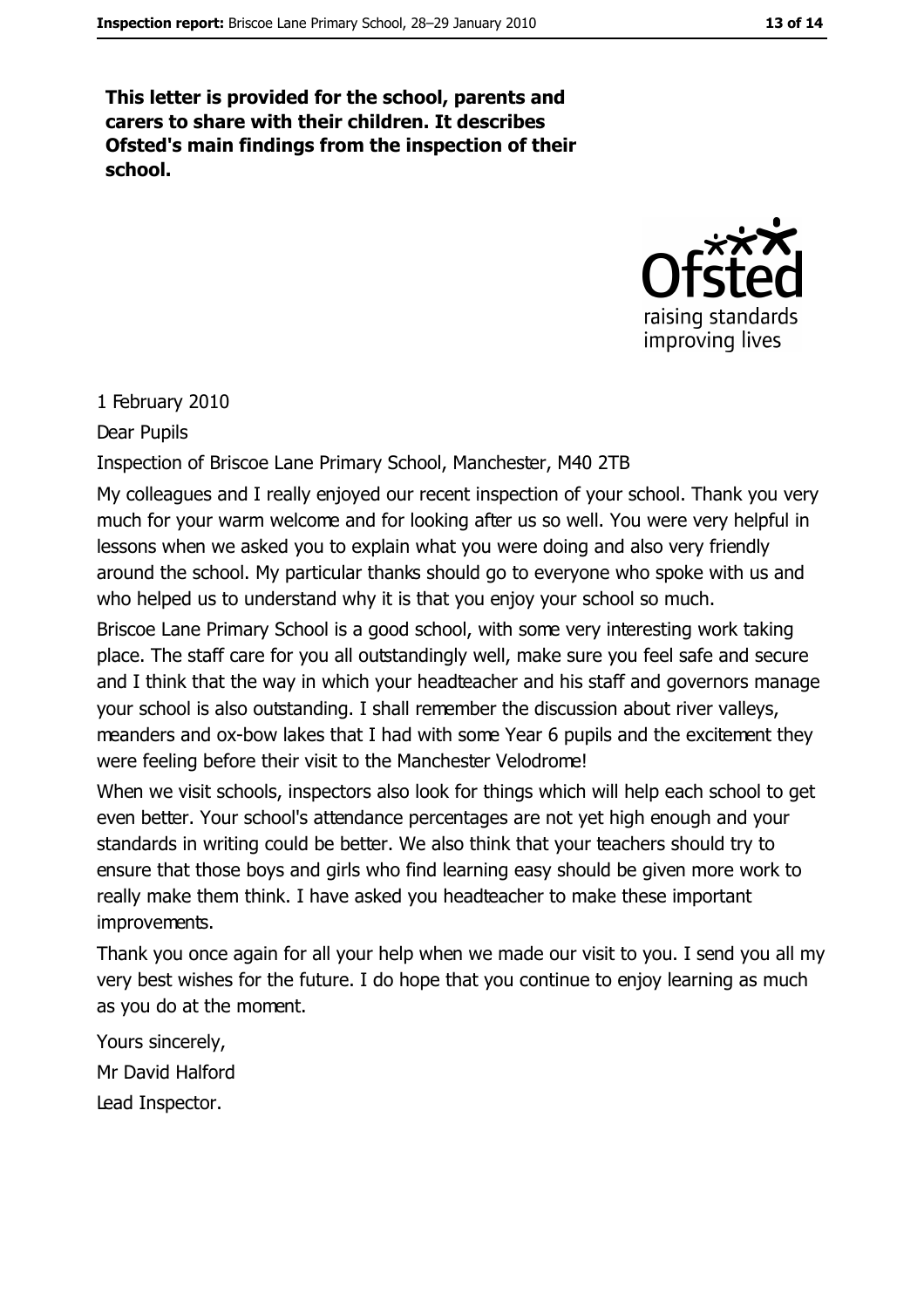**This letter is provided for the school, parents and carers to share with their children. It describes Ofsted's main findings from the inspection of their school.**

1 February 2010

Dear Pupils

Inspection of Briscoe Lane Primary School, Manchester, M40 2TB

My colleagues and I really enjoyed our recent inspection of your school. Thank you very much for your warm welcome and for looking after us so well. You were very helpful in lessons when we asked you to explain what you were doing and also very friendly around the school. My particular thanks should go to everyone who spoke with us and who helped us to understand why it is that you enjoy your school so much.

Briscoe Lane Primary School is a good school, with some very interesting work taking place. The staff care for you all outstandingly well, make sure you feel safe and secure and I think that the way in which your headteacher and his staff and governors manage your school is also outstanding. I shall remember the discussion about river valleys, meanders and ox-bow lakes that I had with some Year 6 pupils and the excitement they were feeling before their visit to the Manchester Velodrome!

When we visit schools, inspectors also look for things which will help each school to get even better. Your school's attendance percentages are not yet high enough and your standards in writing could be better. We also think that your teachers should try to ensure that those boys and girls who find learning easy should be given more work to really make them think. I have asked you headteacher to make these important improvements.

Thank you once again for all your help when we made our visit to you. I send you all my very best wishes for the future. I do hope that you continue to enjoy learning as much as you do at the moment.

Yours sincerely,

Mr David Halford

Lead Inspector.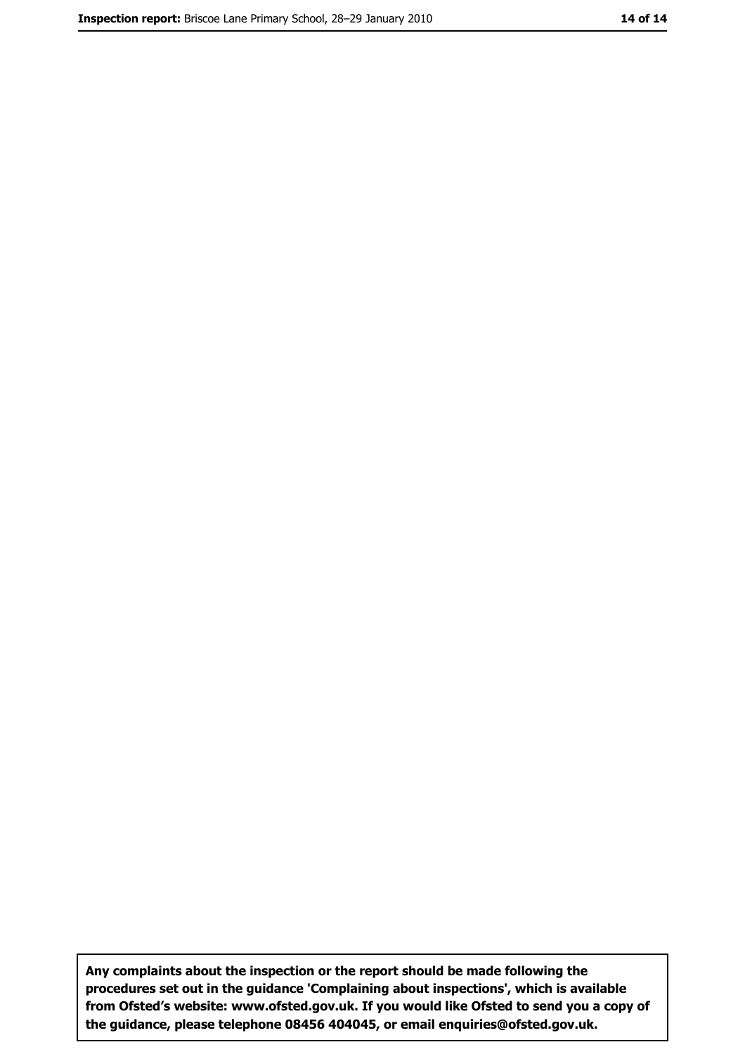**Any complaints about the inspection or the report should be made following the procedures set out in the guidance 'Complaining about inspections', which is available from Ofsted's website: www.ofsted.gov.uk. If you would like Ofsted to send you a copy of the guidance, please telephone 08456 404045, or email enquiries@ofsted.gov.uk.**